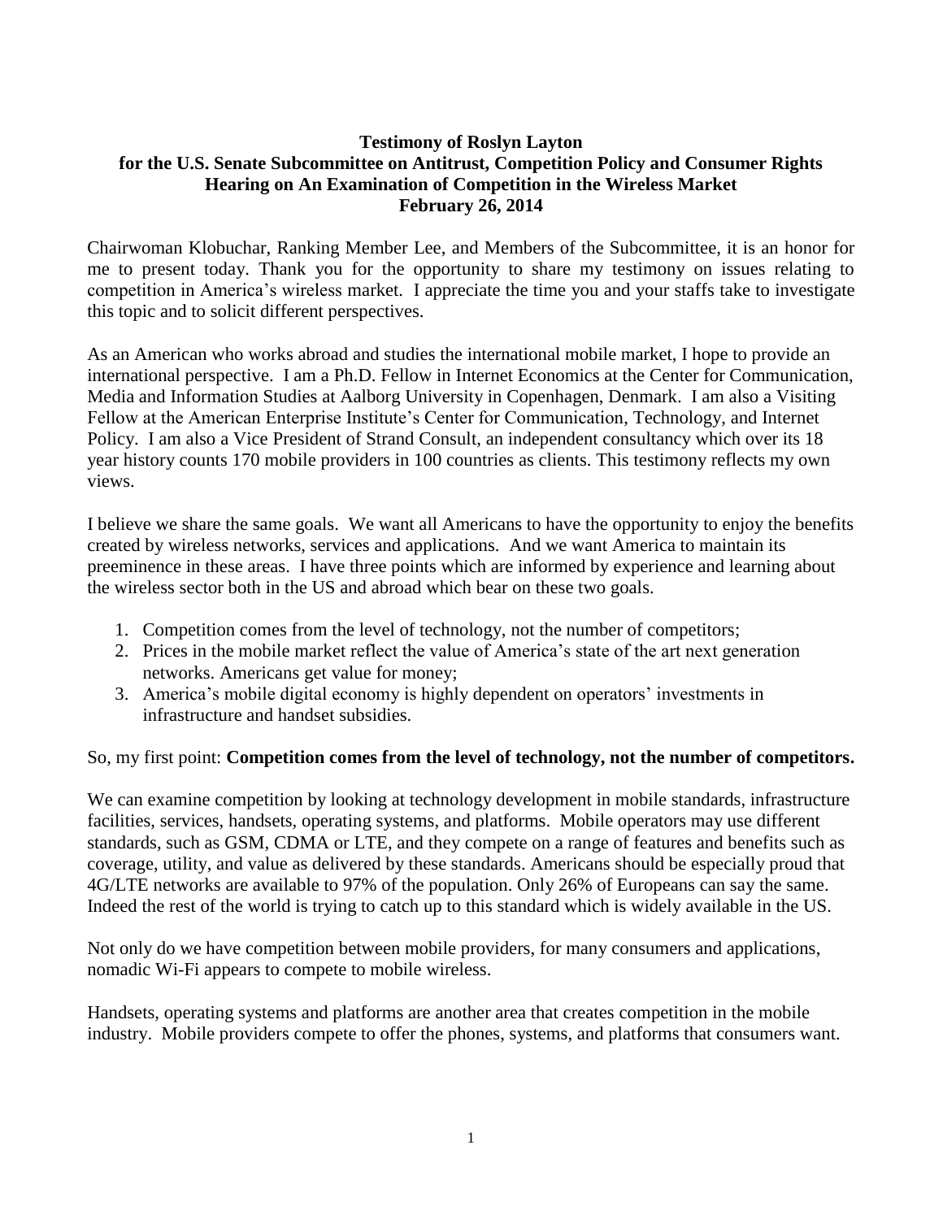**Testimony of Roslyn Layton**
**for the U.S. Senate Subcommittee on Antitrust, Competition Policy and Consumer Rights**
**Hearing on An Examination of Competition in the Wireless Market**
**February 26, 2014**

Chairwoman Klobuchar, Ranking Member Lee, and Members of the Subcommittee, it is an honor for me to present today. Thank you for the opportunity to share my testimony on issues relating to competition in America's wireless market. I appreciate the time you and your staffs take to investigate this topic and to solicit different perspectives.

As an American who works abroad and studies the international mobile market, I hope to provide an international perspective. I am a Ph.D. Fellow in Internet Economics at the Center for Communication, Media and Information Studies at Aalborg University in Copenhagen, Denmark. I am also a Visiting Fellow at the American Enterprise Institute's Center for Communication, Technology, and Internet Policy. I am also a Vice President of Strand Consult, an independent consultancy which over its 18 year history counts 170 mobile providers in 100 countries as clients. This testimony reflects my own views.

I believe we share the same goals. We want all Americans to have the opportunity to enjoy the benefits created by wireless networks, services and applications. And we want America to maintain its preeminence in these areas. I have three points which are informed by experience and learning about the wireless sector both in the US and abroad which bear on these two goals.

1. Competition comes from the level of technology, not the number of competitors;
2. Prices in the mobile market reflect the value of America's state of the art next generation networks. Americans get value for money;
3. America's mobile digital economy is highly dependent on operators' investments in infrastructure and handset subsidies.

So, my first point: **Competition comes from the level of technology, not the number of competitors.**

We can examine competition by looking at technology development in mobile standards, infrastructure facilities, services, handsets, operating systems, and platforms. Mobile operators may use different standards, such as GSM, CDMA or LTE, and they compete on a range of features and benefits such as coverage, utility, and value as delivered by these standards. Americans should be especially proud that 4G/LTE networks are available to 97% of the population. Only 26% of Europeans can say the same. Indeed the rest of the world is trying to catch up to this standard which is widely available in the US.

Not only do we have competition between mobile providers, for many consumers and applications, nomadic Wi-Fi appears to compete to mobile wireless.

Handsets, operating systems and platforms are another area that creates competition in the mobile industry. Mobile providers compete to offer the phones, systems, and platforms that consumers want.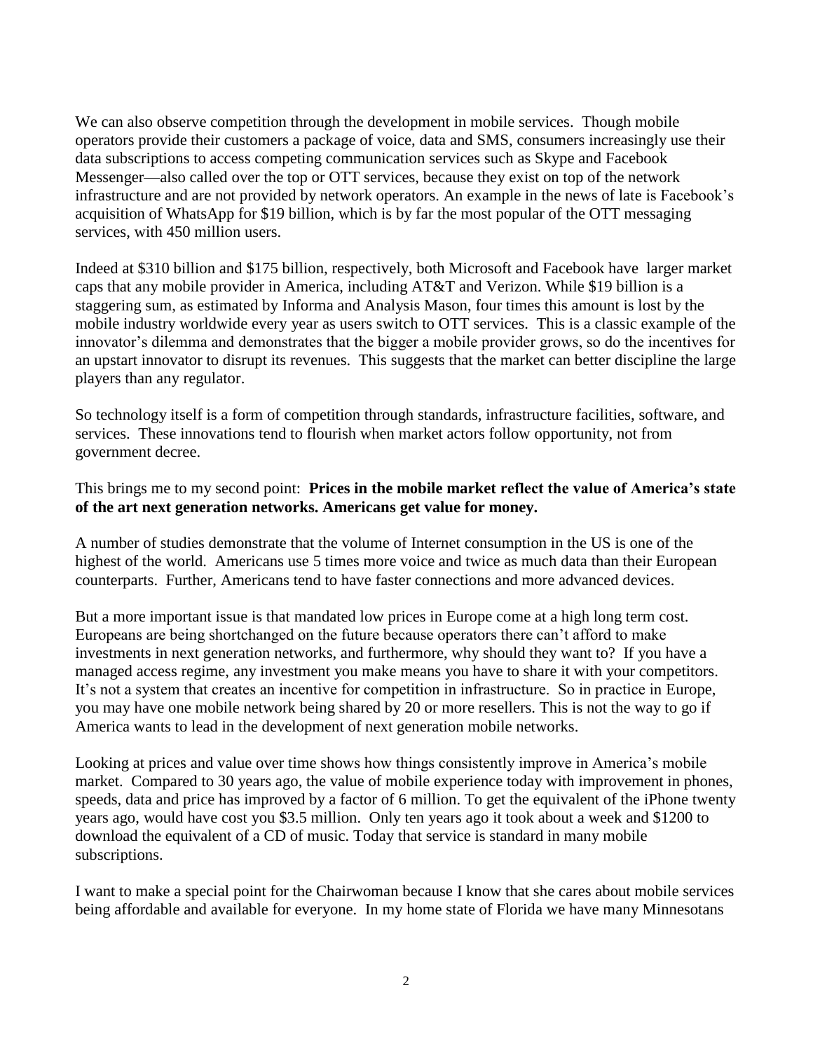We can also observe competition through the development in mobile services. Though mobile operators provide their customers a package of voice, data and SMS, consumers increasingly use their data subscriptions to access competing communication services such as Skype and Facebook Messenger—also called over the top or OTT services, because they exist on top of the network infrastructure and are not provided by network operators. An example in the news of late is Facebook's acquisition of WhatsApp for $19 billion, which is by far the most popular of the OTT messaging services, with 450 million users.

Indeed at $310 billion and $175 billion, respectively, both Microsoft and Facebook have larger market caps that any mobile provider in America, including AT&T and Verizon. While $19 billion is a staggering sum, as estimated by Informa and Analysis Mason, four times this amount is lost by the mobile industry worldwide every year as users switch to OTT services. This is a classic example of the innovator's dilemma and demonstrates that the bigger a mobile provider grows, so do the incentives for an upstart innovator to disrupt its revenues. This suggests that the market can better discipline the large players than any regulator.

So technology itself is a form of competition through standards, infrastructure facilities, software, and services. These innovations tend to flourish when market actors follow opportunity, not from government decree.

This brings me to my second point: **Prices in the mobile market reflect the value of America's state of the art next generation networks. Americans get value for money.**

A number of studies demonstrate that the volume of Internet consumption in the US is one of the highest of the world. Americans use 5 times more voice and twice as much data than their European counterparts. Further, Americans tend to have faster connections and more advanced devices.

But a more important issue is that mandated low prices in Europe come at a high long term cost. Europeans are being shortchanged on the future because operators there can't afford to make investments in next generation networks, and furthermore, why should they want to? If you have a managed access regime, any investment you make means you have to share it with your competitors. It's not a system that creates an incentive for competition in infrastructure. So in practice in Europe, you may have one mobile network being shared by 20 or more resellers. This is not the way to go if America wants to lead in the development of next generation mobile networks.

Looking at prices and value over time shows how things consistently improve in America's mobile market. Compared to 30 years ago, the value of mobile experience today with improvement in phones, speeds, data and price has improved by a factor of 6 million. To get the equivalent of the iPhone twenty years ago, would have cost you $3.5 million. Only ten years ago it took about a week and $1200 to download the equivalent of a CD of music. Today that service is standard in many mobile subscriptions.

I want to make a special point for the Chairwoman because I know that she cares about mobile services being affordable and available for everyone. In my home state of Florida we have many Minnesotans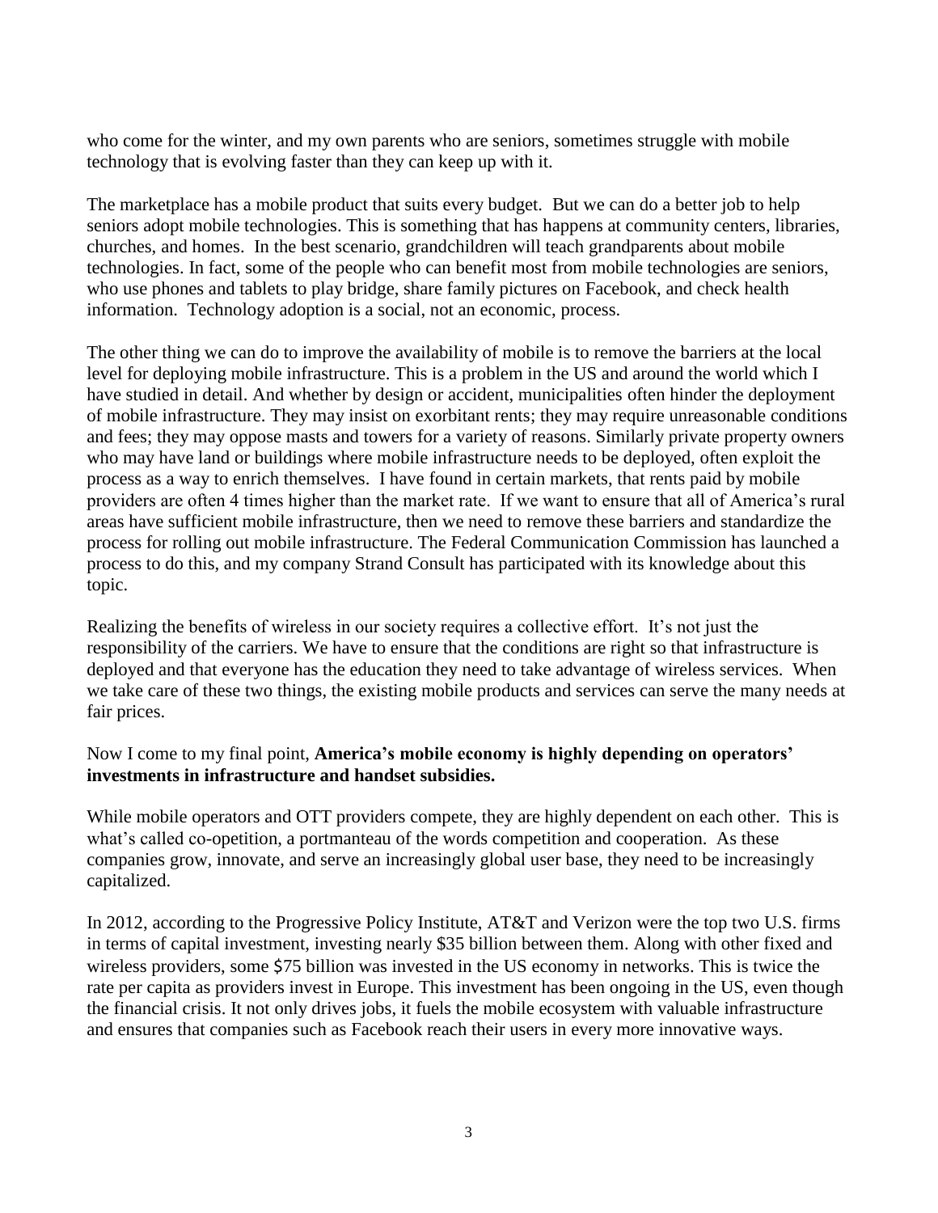who come for the winter, and my own parents who are seniors, sometimes struggle with mobile technology that is evolving faster than they can keep up with it.

The marketplace has a mobile product that suits every budget. But we can do a better job to help seniors adopt mobile technologies. This is something that has happens at community centers, libraries, churches, and homes. In the best scenario, grandchildren will teach grandparents about mobile technologies. In fact, some of the people who can benefit most from mobile technologies are seniors, who use phones and tablets to play bridge, share family pictures on Facebook, and check health information. Technology adoption is a social, not an economic, process.

The other thing we can do to improve the availability of mobile is to remove the barriers at the local level for deploying mobile infrastructure. This is a problem in the US and around the world which I have studied in detail. And whether by design or accident, municipalities often hinder the deployment of mobile infrastructure. They may insist on exorbitant rents; they may require unreasonable conditions and fees; they may oppose masts and towers for a variety of reasons. Similarly private property owners who may have land or buildings where mobile infrastructure needs to be deployed, often exploit the process as a way to enrich themselves. I have found in certain markets, that rents paid by mobile providers are often 4 times higher than the market rate. If we want to ensure that all of America's rural areas have sufficient mobile infrastructure, then we need to remove these barriers and standardize the process for rolling out mobile infrastructure. The Federal Communication Commission has launched a process to do this, and my company Strand Consult has participated with its knowledge about this topic.

Realizing the benefits of wireless in our society requires a collective effort. It's not just the responsibility of the carriers. We have to ensure that the conditions are right so that infrastructure is deployed and that everyone has the education they need to take advantage of wireless services. When we take care of these two things, the existing mobile products and services can serve the many needs at fair prices.

Now I come to my final point, **America's mobile economy is highly depending on operators' investments in infrastructure and handset subsidies.**

While mobile operators and OTT providers compete, they are highly dependent on each other. This is what's called co-opetition, a portmanteau of the words competition and cooperation. As these companies grow, innovate, and serve an increasingly global user base, they need to be increasingly capitalized.

In 2012, according to the Progressive Policy Institute, AT&T and Verizon were the top two U.S. firms in terms of capital investment, investing nearly $35 billion between them. Along with other fixed and wireless providers, some $75 billion was invested in the US economy in networks. This is twice the rate per capita as providers invest in Europe. This investment has been ongoing in the US, even though the financial crisis. It not only drives jobs, it fuels the mobile ecosystem with valuable infrastructure and ensures that companies such as Facebook reach their users in every more innovative ways.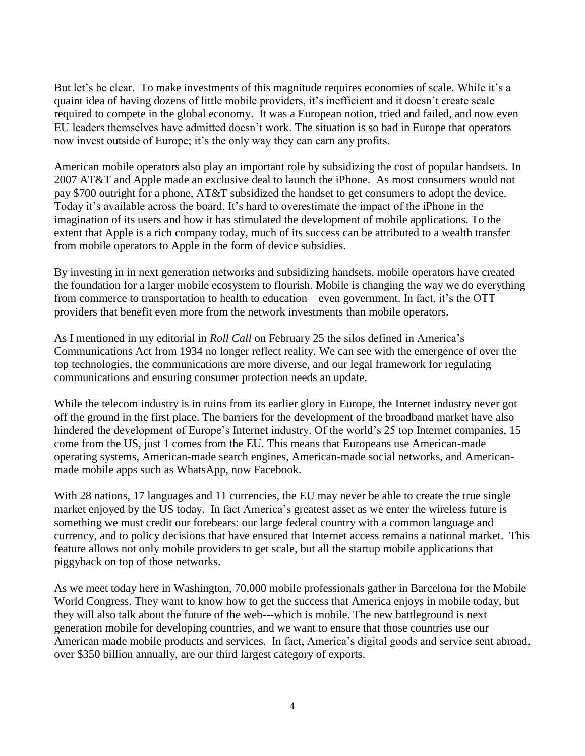But let's be clear. To make investments of this magnitude requires economies of scale. While it's a quaint idea of having dozens of little mobile providers, it's inefficient and it doesn't create scale required to compete in the global economy. It was a European notion, tried and failed, and now even EU leaders themselves have admitted doesn't work. The situation is so bad in Europe that operators now invest outside of Europe; it's the only way they can earn any profits.

American mobile operators also play an important role by subsidizing the cost of popular handsets. In 2007 AT&T and Apple made an exclusive deal to launch the iPhone. As most consumers would not pay $700 outright for a phone, AT&T subsidized the handset to get consumers to adopt the device. Today it's available across the board. It's hard to overestimate the impact of the iPhone in the imagination of its users and how it has stimulated the development of mobile applications. To the extent that Apple is a rich company today, much of its success can be attributed to a wealth transfer from mobile operators to Apple in the form of device subsidies.

By investing in in next generation networks and subsidizing handsets, mobile operators have created the foundation for a larger mobile ecosystem to flourish. Mobile is changing the way we do everything from commerce to transportation to health to education—even government. In fact, it's the OTT providers that benefit even more from the network investments than mobile operators.

As I mentioned in my editorial in *Roll Call* on February 25 the silos defined in America's Communications Act from 1934 no longer reflect reality. We can see with the emergence of over the top technologies, the communications are more diverse, and our legal framework for regulating communications and ensuring consumer protection needs an update.

While the telecom industry is in ruins from its earlier glory in Europe, the Internet industry never got off the ground in the first place. The barriers for the development of the broadband market have also hindered the development of Europe's Internet industry. Of the world's 25 top Internet companies, 15 come from the US, just 1 comes from the EU. This means that Europeans use American-made operating systems, American-made search engines, American-made social networks, and American-made mobile apps such as WhatsApp, now Facebook.

With 28 nations, 17 languages and 11 currencies, the EU may never be able to create the true single market enjoyed by the US today. In fact America's greatest asset as we enter the wireless future is something we must credit our forebears: our large federal country with a common language and currency, and to policy decisions that have ensured that Internet access remains a national market. This feature allows not only mobile providers to get scale, but all the startup mobile applications that piggyback on top of those networks.

As we meet today here in Washington, 70,000 mobile professionals gather in Barcelona for the Mobile World Congress. They want to know how to get the success that America enjoys in mobile today, but they will also talk about the future of the web---which is mobile. The new battleground is next generation mobile for developing countries, and we want to ensure that those countries use our American made mobile products and services. In fact, America's digital goods and service sent abroad, over $350 billion annually, are our third largest category of exports.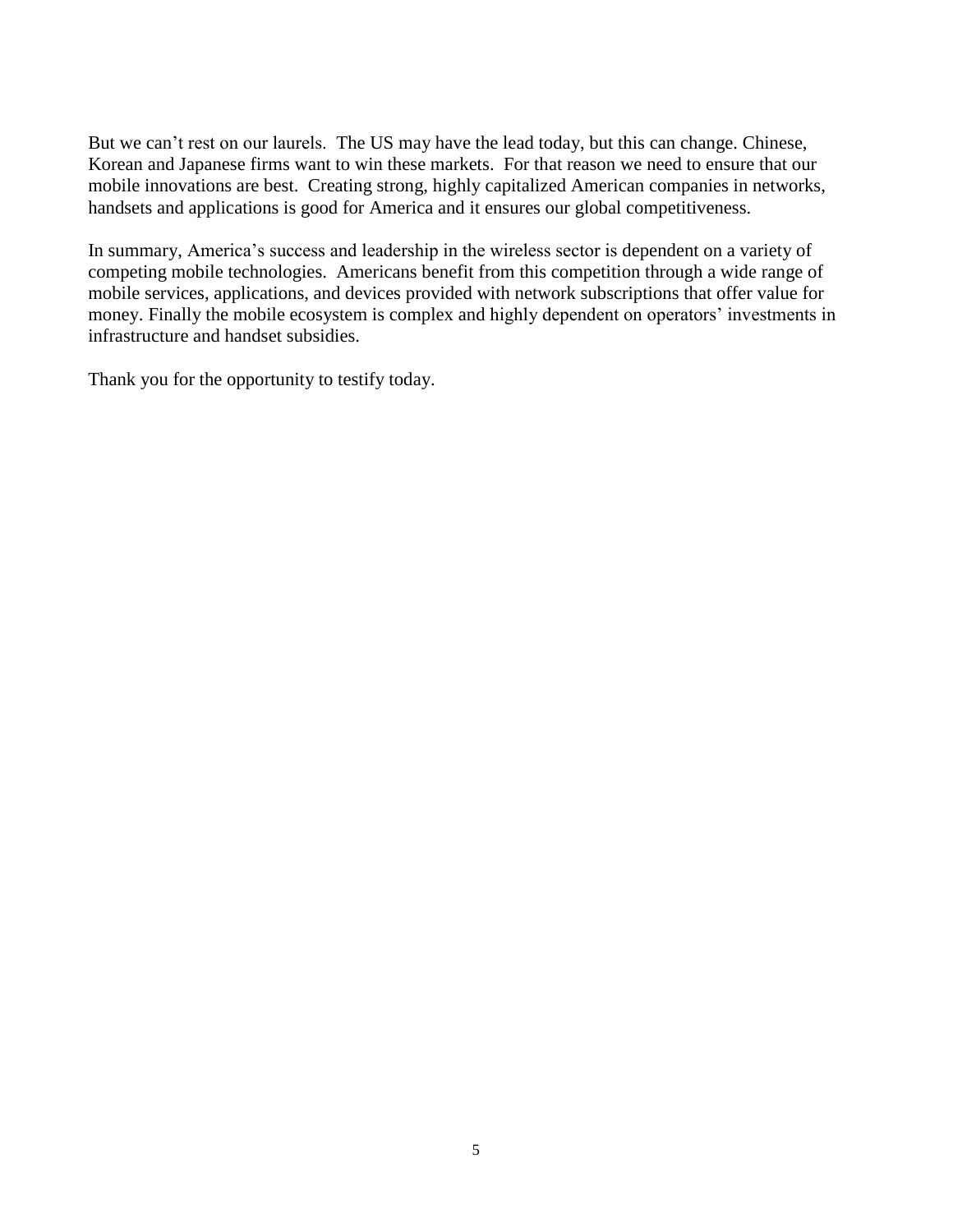But we can't rest on our laurels. The US may have the lead today, but this can change. Chinese, Korean and Japanese firms want to win these markets. For that reason we need to ensure that our mobile innovations are best. Creating strong, highly capitalized American companies in networks, handsets and applications is good for America and it ensures our global competitiveness.

In summary, America's success and leadership in the wireless sector is dependent on a variety of competing mobile technologies. Americans benefit from this competition through a wide range of mobile services, applications, and devices provided with network subscriptions that offer value for money. Finally the mobile ecosystem is complex and highly dependent on operators' investments in infrastructure and handset subsidies.

Thank you for the opportunity to testify today.